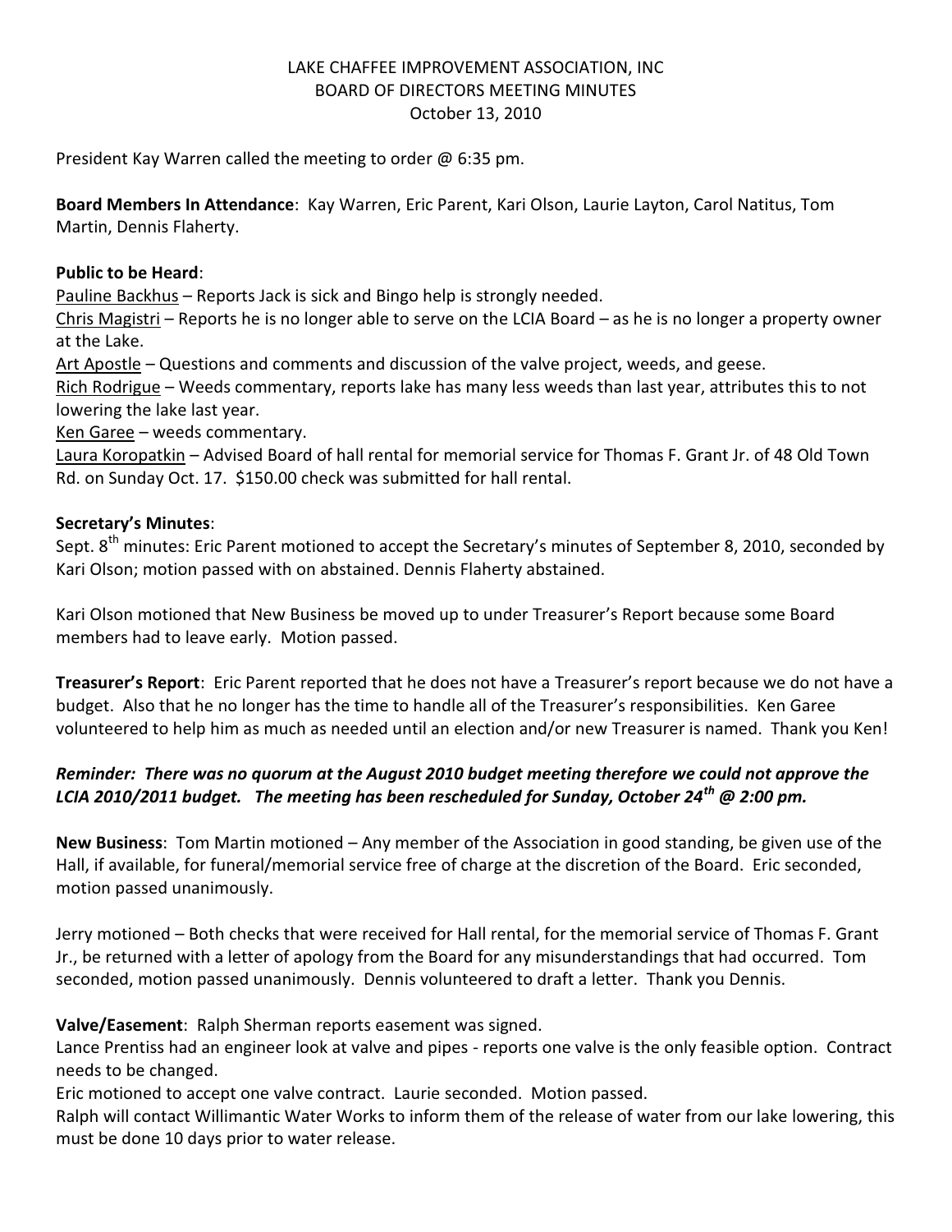LAKE CHAFFEE IMPROVEMENT ASSOCIATION, INC
BOARD OF DIRECTORS MEETING MINUTES
October 13, 2010

President Kay Warren called the meeting to order @ 6:35 pm.

**Board Members In Attendance**: Kay Warren, Eric Parent, Kari Olson, Laurie Layton, Carol Natitus, Tom Martin, Dennis Flaherty.

**Public to be Heard**:
Pauline Backhus – Reports Jack is sick and Bingo help is strongly needed.
Chris Magistri – Reports he is no longer able to serve on the LCIA Board – as he is no longer a property owner at the Lake.
Art Apostle – Questions and comments and discussion of the valve project, weeds, and geese.
Rich Rodrigue – Weeds commentary, reports lake has many less weeds than last year, attributes this to not lowering the lake last year.
Ken Garee – weeds commentary.
Laura Koropatkin – Advised Board of hall rental for memorial service for Thomas F. Grant Jr. of 48 Old Town Rd. on Sunday Oct. 17. $150.00 check was submitted for hall rental.

**Secretary's Minutes**:
Sept. 8th minutes: Eric Parent motioned to accept the Secretary's minutes of September 8, 2010, seconded by Kari Olson; motion passed with on abstained. Dennis Flaherty abstained.

Kari Olson motioned that New Business be moved up to under Treasurer's Report because some Board members had to leave early. Motion passed.

**Treasurer's Report**: Eric Parent reported that he does not have a Treasurer's report because we do not have a budget. Also that he no longer has the time to handle all of the Treasurer's responsibilities. Ken Garee volunteered to help him as much as needed until an election and/or new Treasurer is named. Thank you Ken!

***Reminder: There was no quorum at the August 2010 budget meeting therefore we could not approve the LCIA 2010/2011 budget. The meeting has been rescheduled for Sunday, October 24th @ 2:00 pm.***

**New Business**: Tom Martin motioned – Any member of the Association in good standing, be given use of the Hall, if available, for funeral/memorial service free of charge at the discretion of the Board. Eric seconded, motion passed unanimously.

Jerry motioned – Both checks that were received for Hall rental, for the memorial service of Thomas F. Grant Jr., be returned with a letter of apology from the Board for any misunderstandings that had occurred. Tom seconded, motion passed unanimously. Dennis volunteered to draft a letter. Thank you Dennis.

**Valve/Easement**: Ralph Sherman reports easement was signed.
Lance Prentiss had an engineer look at valve and pipes - reports one valve is the only feasible option. Contract needs to be changed.
Eric motioned to accept one valve contract. Laurie seconded. Motion passed.
Ralph will contact Willimantic Water Works to inform them of the release of water from our lake lowering, this must be done 10 days prior to water release.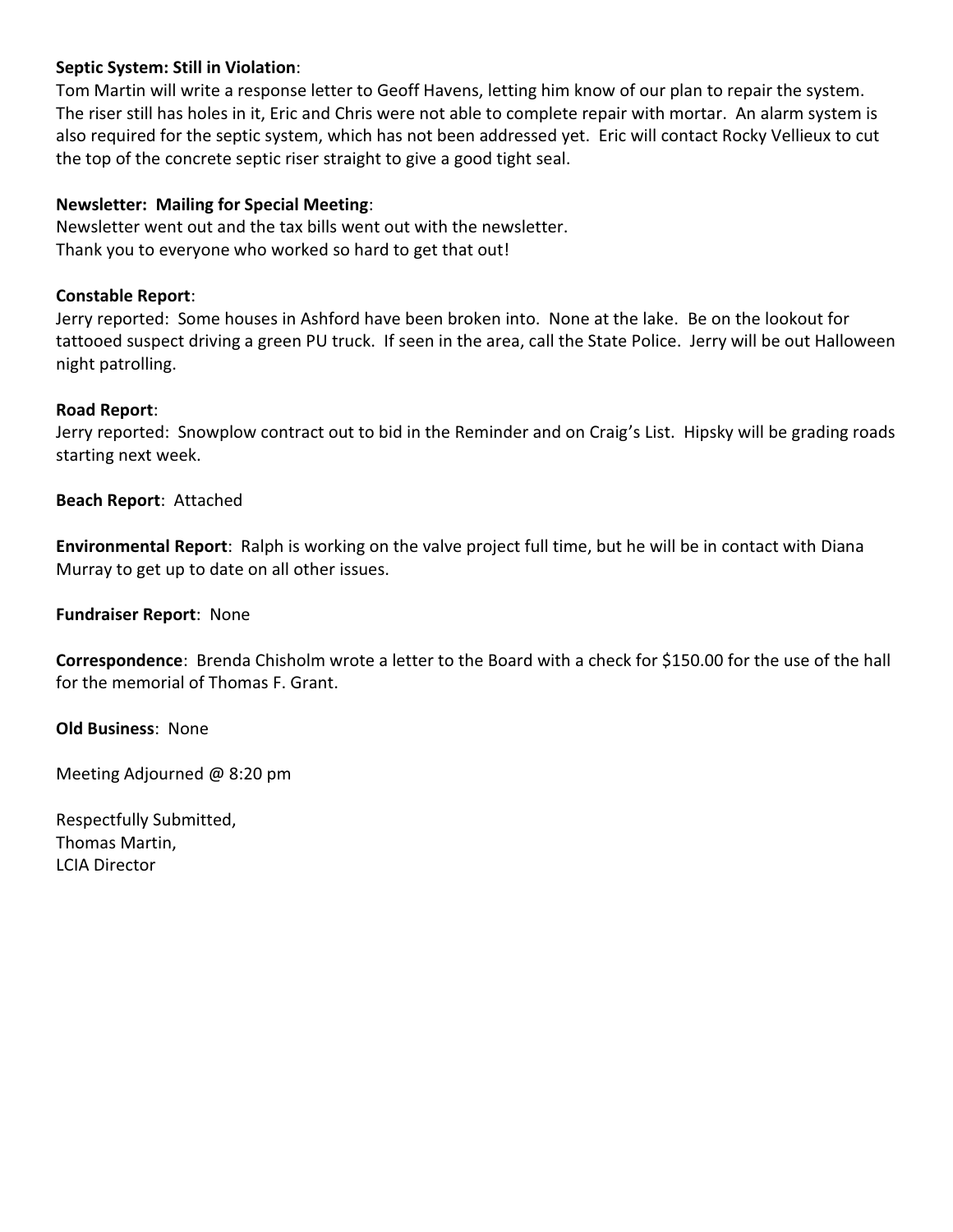**Septic System: Still in Violation**:
Tom Martin will write a response letter to Geoff Havens, letting him know of our plan to repair the system. The riser still has holes in it, Eric and Chris were not able to complete repair with mortar. An alarm system is also required for the septic system, which has not been addressed yet. Eric will contact Rocky Vellieux to cut the top of the concrete septic riser straight to give a good tight seal.

**Newsletter: Mailing for Special Meeting**:
Newsletter went out and the tax bills went out with the newsletter.
Thank you to everyone who worked so hard to get that out!

**Constable Report**:
Jerry reported: Some houses in Ashford have been broken into. None at the lake. Be on the lookout for tattooed suspect driving a green PU truck. If seen in the area, call the State Police. Jerry will be out Halloween night patrolling.

**Road Report**:
Jerry reported: Snowplow contract out to bid in the Reminder and on Craig's List. Hipsky will be grading roads starting next week.

**Beach Report**: Attached

**Environmental Report**: Ralph is working on the valve project full time, but he will be in contact with Diana Murray to get up to date on all other issues.

**Fundraiser Report**: None

**Correspondence**: Brenda Chisholm wrote a letter to the Board with a check for $150.00 for the use of the hall for the memorial of Thomas F. Grant.

**Old Business**: None

Meeting Adjourned @ 8:20 pm

Respectfully Submitted,
Thomas Martin,
LCIA Director